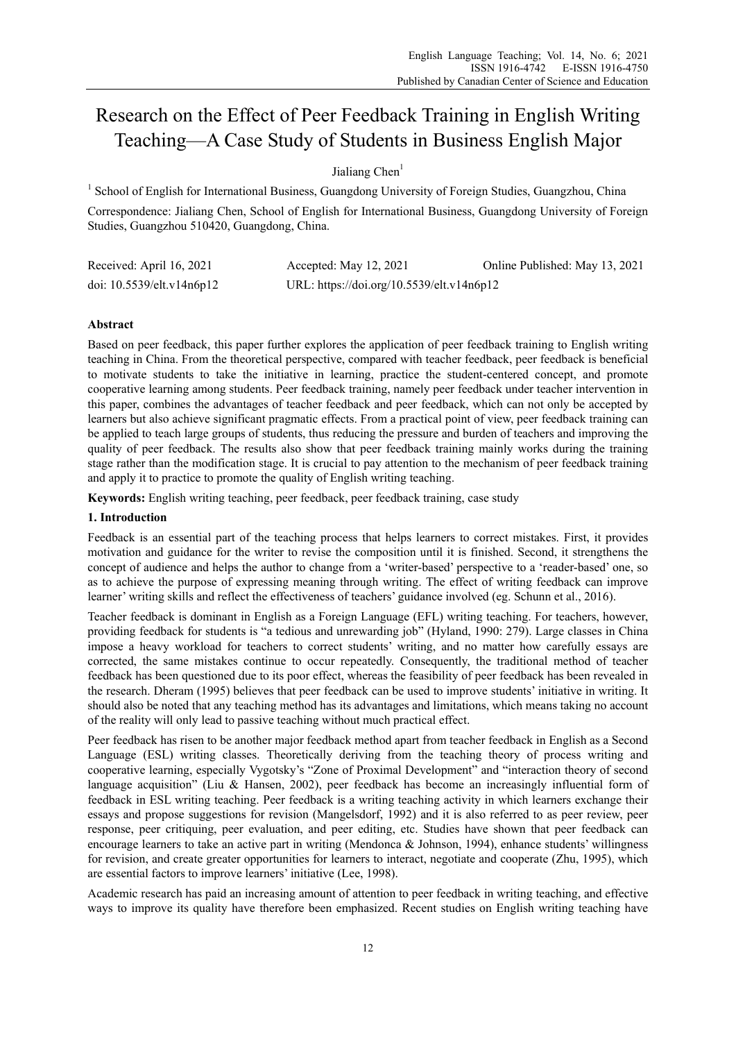# Research on the Effect of Peer Feedback Training in English Writing Teaching—A Case Study of Students in Business English Major

Jialiang Chen[1]

[1] School of English for International Business, Guangdong University of Foreign Studies, Guangzhou, China

Correspondence: Jialiang Chen, School of English for International Business, Guangdong University of Foreign Studies, Guangzhou 510420, Guangdong, China.

| Received: April 16, 2021 | Accepted: May 12, 2021 | Online Published: May 13, 2021 |
|---|---|---|
| doi: 10.5539/elt.v14n6p12 | URL: https://doi.org/10.5539/elt.v14n6p12 | |

**Abstract**

Based on peer feedback, this paper further explores the application of peer feedback training to English writing teaching in China. From the theoretical perspective, compared with teacher feedback, peer feedback is beneficial to motivate students to take the initiative in learning, practice the student-centered concept, and promote cooperative learning among students. Peer feedback training, namely peer feedback under teacher intervention in this paper, combines the advantages of teacher feedback and peer feedback, which can not only be accepted by learners but also achieve significant pragmatic effects. From a practical point of view, peer feedback training can be applied to teach large groups of students, thus reducing the pressure and burden of teachers and improving the quality of peer feedback. The results also show that peer feedback training mainly works during the training stage rather than the modification stage. It is crucial to pay attention to the mechanism of peer feedback training and apply it to practice to promote the quality of English writing teaching.

**Keywords:** English writing teaching, peer feedback, peer feedback training, case study

## 1. Introduction

Feedback is an essential part of the teaching process that helps learners to correct mistakes. First, it provides motivation and guidance for the writer to revise the composition until it is finished. Second, it strengthens the concept of audience and helps the author to change from a 'writer-based' perspective to a 'reader-based' one, so as to achieve the purpose of expressing meaning through writing. The effect of writing feedback can improve learner' writing skills and reflect the effectiveness of teachers' guidance involved (eg. Schunn et al., 2016).

Teacher feedback is dominant in English as a Foreign Language (EFL) writing teaching. For teachers, however, providing feedback for students is "a tedious and unrewarding job" (Hyland, 1990: 279). Large classes in China impose a heavy workload for teachers to correct students' writing, and no matter how carefully essays are corrected, the same mistakes continue to occur repeatedly. Consequently, the traditional method of teacher feedback has been questioned due to its poor effect, whereas the feasibility of peer feedback has been revealed in the research. Dheram (1995) believes that peer feedback can be used to improve students' initiative in writing. It should also be noted that any teaching method has its advantages and limitations, which means taking no account of the reality will only lead to passive teaching without much practical effect.

Peer feedback has risen to be another major feedback method apart from teacher feedback in English as a Second Language (ESL) writing classes. Theoretically deriving from the teaching theory of process writing and cooperative learning, especially Vygotsky's "Zone of Proximal Development" and "interaction theory of second language acquisition" (Liu & Hansen, 2002), peer feedback has become an increasingly influential form of feedback in ESL writing teaching. Peer feedback is a writing teaching activity in which learners exchange their essays and propose suggestions for revision (Mangelsdorf, 1992) and it is also referred to as peer review, peer response, peer critiquing, peer evaluation, and peer editing, etc. Studies have shown that peer feedback can encourage learners to take an active part in writing (Mendonca & Johnson, 1994), enhance students' willingness for revision, and create greater opportunities for learners to interact, negotiate and cooperate (Zhu, 1995), which are essential factors to improve learners' initiative (Lee, 1998).

Academic research has paid an increasing amount of attention to peer feedback in writing teaching, and effective ways to improve its quality have therefore been emphasized. Recent studies on English writing teaching have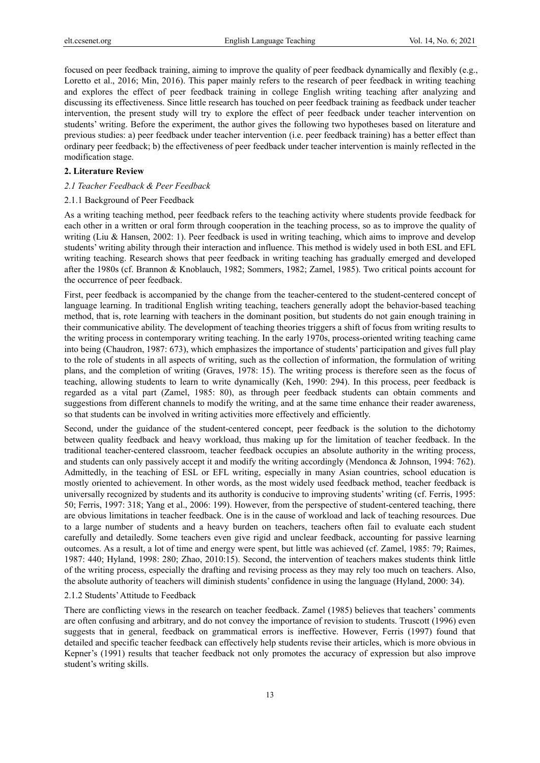focused on peer feedback training, aiming to improve the quality of peer feedback dynamically and flexibly (e.g., Loretto et al., 2016; Min, 2016). This paper mainly refers to the research of peer feedback in writing teaching and explores the effect of peer feedback training in college English writing teaching after analyzing and discussing its effectiveness. Since little research has touched on peer feedback training as feedback under teacher intervention, the present study will try to explore the effect of peer feedback under teacher intervention on students' writing. Before the experiment, the author gives the following two hypotheses based on literature and previous studies: a) peer feedback under teacher intervention (i.e. peer feedback training) has a better effect than ordinary peer feedback; b) the effectiveness of peer feedback under teacher intervention is mainly reflected in the modification stage.

## 2. Literature Review

### *2.1 Teacher Feedback & Peer Feedback*

#### 2.1.1 Background of Peer Feedback

As a writing teaching method, peer feedback refers to the teaching activity where students provide feedback for each other in a written or oral form through cooperation in the teaching process, so as to improve the quality of writing (Liu & Hansen, 2002: 1). Peer feedback is used in writing teaching, which aims to improve and develop students' writing ability through their interaction and influence. This method is widely used in both ESL and EFL writing teaching. Research shows that peer feedback in writing teaching has gradually emerged and developed after the 1980s (cf. Brannon & Knoblauch, 1982; Sommers, 1982; Zamel, 1985). Two critical points account for the occurrence of peer feedback.

First, peer feedback is accompanied by the change from the teacher-centered to the student-centered concept of language learning. In traditional English writing teaching, teachers generally adopt the behavior-based teaching method, that is, rote learning with teachers in the dominant position, but students do not gain enough training in their communicative ability. The development of teaching theories triggers a shift of focus from writing results to the writing process in contemporary writing teaching. In the early 1970s, process-oriented writing teaching came into being (Chaudron, 1987: 673), which emphasizes the importance of students' participation and gives full play to the role of students in all aspects of writing, such as the collection of information, the formulation of writing plans, and the completion of writing (Graves, 1978: 15). The writing process is therefore seen as the focus of teaching, allowing students to learn to write dynamically (Keh, 1990: 294). In this process, peer feedback is regarded as a vital part (Zamel, 1985: 80), as through peer feedback students can obtain comments and suggestions from different channels to modify the writing, and at the same time enhance their reader awareness, so that students can be involved in writing activities more effectively and efficiently.

Second, under the guidance of the student-centered concept, peer feedback is the solution to the dichotomy between quality feedback and heavy workload, thus making up for the limitation of teacher feedback. In the traditional teacher-centered classroom, teacher feedback occupies an absolute authority in the writing process, and students can only passively accept it and modify the writing accordingly (Mendonca & Johnson, 1994: 762). Admittedly, in the teaching of ESL or EFL writing, especially in many Asian countries, school education is mostly oriented to achievement. In other words, as the most widely used feedback method, teacher feedback is universally recognized by students and its authority is conducive to improving students' writing (cf. Ferris, 1995: 50; Ferris, 1997: 318; Yang et al., 2006: 199). However, from the perspective of student-centered teaching, there are obvious limitations in teacher feedback. One is in the cause of workload and lack of teaching resources. Due to a large number of students and a heavy burden on teachers, teachers often fail to evaluate each student carefully and detailedly. Some teachers even give rigid and unclear feedback, accounting for passive learning outcomes. As a result, a lot of time and energy were spent, but little was achieved (cf. Zamel, 1985: 79; Raimes, 1987: 440; Hyland, 1998: 280; Zhao, 2010:15). Second, the intervention of teachers makes students think little of the writing process, especially the drafting and revising process as they may rely too much on teachers. Also, the absolute authority of teachers will diminish students' confidence in using the language (Hyland, 2000: 34).

#### 2.1.2 Students' Attitude to Feedback

There are conflicting views in the research on teacher feedback. Zamel (1985) believes that teachers' comments are often confusing and arbitrary, and do not convey the importance of revision to students. Truscott (1996) even suggests that in general, feedback on grammatical errors is ineffective. However, Ferris (1997) found that detailed and specific teacher feedback can effectively help students revise their articles, which is more obvious in Kepner's (1991) results that teacher feedback not only promotes the accuracy of expression but also improve student's writing skills.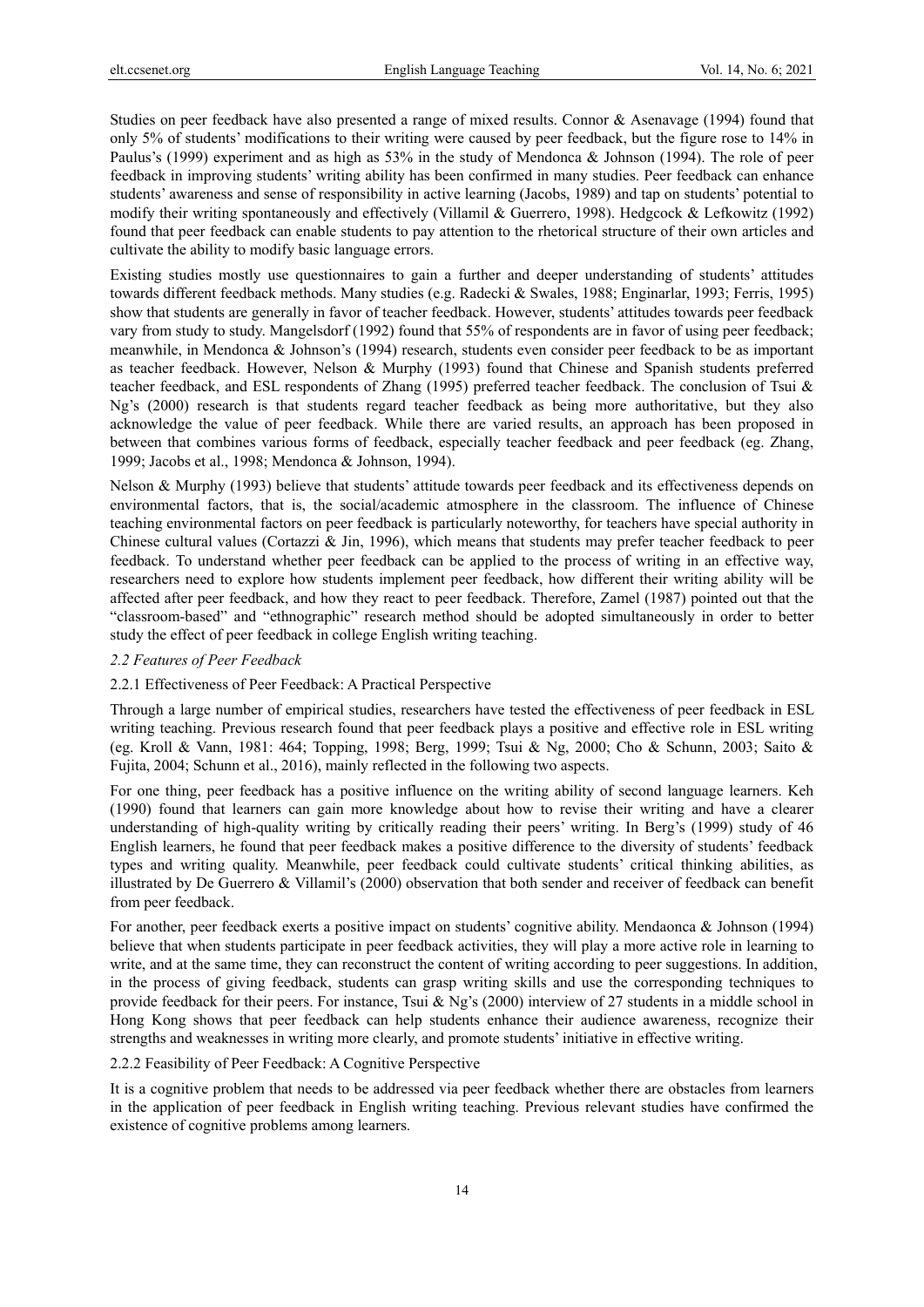Studies on peer feedback have also presented a range of mixed results. Connor & Asenavage (1994) found that only 5% of students' modifications to their writing were caused by peer feedback, but the figure rose to 14% in Paulus's (1999) experiment and as high as 53% in the study of Mendonca & Johnson (1994). The role of peer feedback in improving students' writing ability has been confirmed in many studies. Peer feedback can enhance students' awareness and sense of responsibility in active learning (Jacobs, 1989) and tap on students' potential to modify their writing spontaneously and effectively (Villamil & Guerrero, 1998). Hedgcock & Lefkowitz (1992) found that peer feedback can enable students to pay attention to the rhetorical structure of their own articles and cultivate the ability to modify basic language errors.

Existing studies mostly use questionnaires to gain a further and deeper understanding of students' attitudes towards different feedback methods. Many studies (e.g. Radecki & Swales, 1988; Enginarlar, 1993; Ferris, 1995) show that students are generally in favor of teacher feedback. However, students' attitudes towards peer feedback vary from study to study. Mangelsdorf (1992) found that 55% of respondents are in favor of using peer feedback; meanwhile, in Mendonca & Johnson's (1994) research, students even consider peer feedback to be as important as teacher feedback. However, Nelson & Murphy (1993) found that Chinese and Spanish students preferred teacher feedback, and ESL respondents of Zhang (1995) preferred teacher feedback. The conclusion of Tsui & Ng's (2000) research is that students regard teacher feedback as being more authoritative, but they also acknowledge the value of peer feedback. While there are varied results, an approach has been proposed in between that combines various forms of feedback, especially teacher feedback and peer feedback (eg. Zhang, 1999; Jacobs et al., 1998; Mendonca & Johnson, 1994).

Nelson & Murphy (1993) believe that students' attitude towards peer feedback and its effectiveness depends on environmental factors, that is, the social/academic atmosphere in the classroom. The influence of Chinese teaching environmental factors on peer feedback is particularly noteworthy, for teachers have special authority in Chinese cultural values (Cortazzi & Jin, 1996), which means that students may prefer teacher feedback to peer feedback. To understand whether peer feedback can be applied to the process of writing in an effective way, researchers need to explore how students implement peer feedback, how different their writing ability will be affected after peer feedback, and how they react to peer feedback. Therefore, Zamel (1987) pointed out that the "classroom-based" and "ethnographic" research method should be adopted simultaneously in order to better study the effect of peer feedback in college English writing teaching.

### *2.2 Features of Peer Feedback*

#### 2.2.1 Effectiveness of Peer Feedback: A Practical Perspective

Through a large number of empirical studies, researchers have tested the effectiveness of peer feedback in ESL writing teaching. Previous research found that peer feedback plays a positive and effective role in ESL writing (eg. Kroll & Vann, 1981: 464; Topping, 1998; Berg, 1999; Tsui & Ng, 2000; Cho & Schunn, 2003; Saito & Fujita, 2004; Schunn et al., 2016), mainly reflected in the following two aspects.

For one thing, peer feedback has a positive influence on the writing ability of second language learners. Keh (1990) found that learners can gain more knowledge about how to revise their writing and have a clearer understanding of high-quality writing by critically reading their peers' writing. In Berg's (1999) study of 46 English learners, he found that peer feedback makes a positive difference to the diversity of students' feedback types and writing quality. Meanwhile, peer feedback could cultivate students' critical thinking abilities, as illustrated by De Guerrero & Villamil's (2000) observation that both sender and receiver of feedback can benefit from peer feedback.

For another, peer feedback exerts a positive impact on students' cognitive ability. Mendaonca & Johnson (1994) believe that when students participate in peer feedback activities, they will play a more active role in learning to write, and at the same time, they can reconstruct the content of writing according to peer suggestions. In addition, in the process of giving feedback, students can grasp writing skills and use the corresponding techniques to provide feedback for their peers. For instance, Tsui & Ng's (2000) interview of 27 students in a middle school in Hong Kong shows that peer feedback can help students enhance their audience awareness, recognize their strengths and weaknesses in writing more clearly, and promote students' initiative in effective writing.

#### 2.2.2 Feasibility of Peer Feedback: A Cognitive Perspective

It is a cognitive problem that needs to be addressed via peer feedback whether there are obstacles from learners in the application of peer feedback in English writing teaching. Previous relevant studies have confirmed the existence of cognitive problems among learners.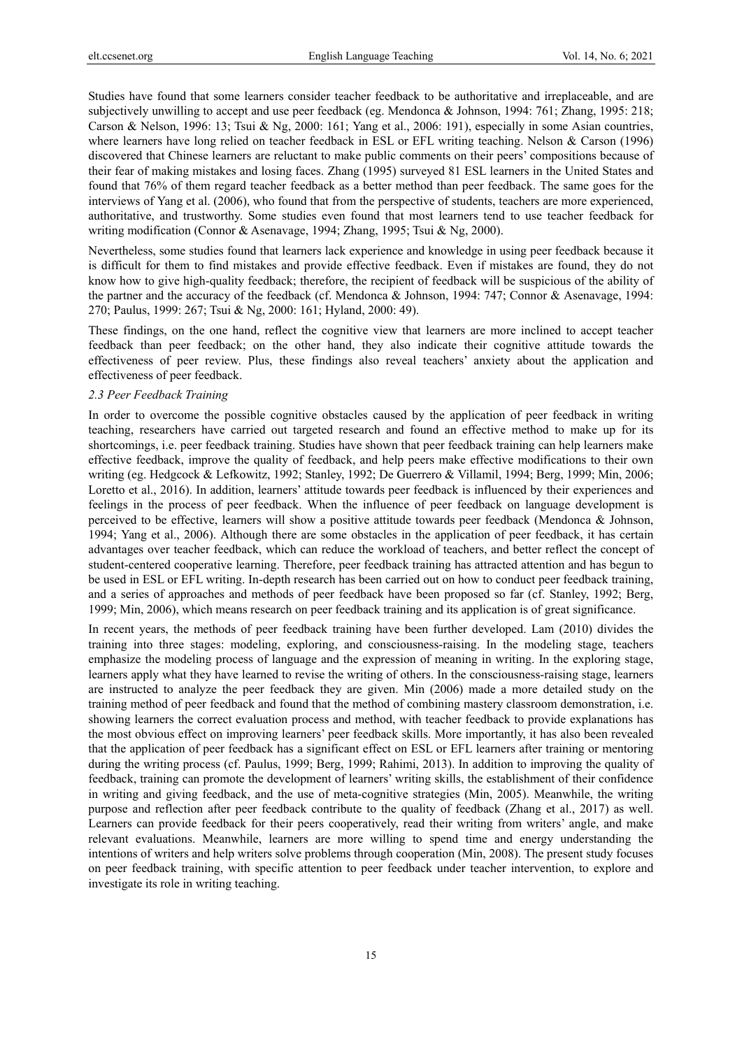Studies have found that some learners consider teacher feedback to be authoritative and irreplaceable, and are subjectively unwilling to accept and use peer feedback (eg. Mendonca & Johnson, 1994: 761; Zhang, 1995: 218; Carson & Nelson, 1996: 13; Tsui & Ng, 2000: 161; Yang et al., 2006: 191), especially in some Asian countries, where learners have long relied on teacher feedback in ESL or EFL writing teaching. Nelson & Carson (1996) discovered that Chinese learners are reluctant to make public comments on their peers' compositions because of their fear of making mistakes and losing faces. Zhang (1995) surveyed 81 ESL learners in the United States and found that 76% of them regard teacher feedback as a better method than peer feedback. The same goes for the interviews of Yang et al. (2006), who found that from the perspective of students, teachers are more experienced, authoritative, and trustworthy. Some studies even found that most learners tend to use teacher feedback for writing modification (Connor & Asenavage, 1994; Zhang, 1995; Tsui & Ng, 2000).

Nevertheless, some studies found that learners lack experience and knowledge in using peer feedback because it is difficult for them to find mistakes and provide effective feedback. Even if mistakes are found, they do not know how to give high-quality feedback; therefore, the recipient of feedback will be suspicious of the ability of the partner and the accuracy of the feedback (cf. Mendonca & Johnson, 1994: 747; Connor & Asenavage, 1994: 270; Paulus, 1999: 267; Tsui & Ng, 2000: 161; Hyland, 2000: 49).

These findings, on the one hand, reflect the cognitive view that learners are more inclined to accept teacher feedback than peer feedback; on the other hand, they also indicate their cognitive attitude towards the effectiveness of peer review. Plus, these findings also reveal teachers' anxiety about the application and effectiveness of peer feedback.

### *2.3 Peer Feedback Training*

In order to overcome the possible cognitive obstacles caused by the application of peer feedback in writing teaching, researchers have carried out targeted research and found an effective method to make up for its shortcomings, i.e. peer feedback training. Studies have shown that peer feedback training can help learners make effective feedback, improve the quality of feedback, and help peers make effective modifications to their own writing (eg. Hedgcock & Lefkowitz, 1992; Stanley, 1992; De Guerrero & Villamil, 1994; Berg, 1999; Min, 2006; Loretto et al., 2016). In addition, learners' attitude towards peer feedback is influenced by their experiences and feelings in the process of peer feedback. When the influence of peer feedback on language development is perceived to be effective, learners will show a positive attitude towards peer feedback (Mendonca & Johnson, 1994; Yang et al., 2006). Although there are some obstacles in the application of peer feedback, it has certain advantages over teacher feedback, which can reduce the workload of teachers, and better reflect the concept of student-centered cooperative learning. Therefore, peer feedback training has attracted attention and has begun to be used in ESL or EFL writing. In-depth research has been carried out on how to conduct peer feedback training, and a series of approaches and methods of peer feedback have been proposed so far (cf. Stanley, 1992; Berg, 1999; Min, 2006), which means research on peer feedback training and its application is of great significance.

In recent years, the methods of peer feedback training have been further developed. Lam (2010) divides the training into three stages: modeling, exploring, and consciousness-raising. In the modeling stage, teachers emphasize the modeling process of language and the expression of meaning in writing. In the exploring stage, learners apply what they have learned to revise the writing of others. In the consciousness-raising stage, learners are instructed to analyze the peer feedback they are given. Min (2006) made a more detailed study on the training method of peer feedback and found that the method of combining mastery classroom demonstration, i.e. showing learners the correct evaluation process and method, with teacher feedback to provide explanations has the most obvious effect on improving learners' peer feedback skills. More importantly, it has also been revealed that the application of peer feedback has a significant effect on ESL or EFL learners after training or mentoring during the writing process (cf. Paulus, 1999; Berg, 1999; Rahimi, 2013). In addition to improving the quality of feedback, training can promote the development of learners' writing skills, the establishment of their confidence in writing and giving feedback, and the use of meta-cognitive strategies (Min, 2005). Meanwhile, the writing purpose and reflection after peer feedback contribute to the quality of feedback (Zhang et al., 2017) as well. Learners can provide feedback for their peers cooperatively, read their writing from writers' angle, and make relevant evaluations. Meanwhile, learners are more willing to spend time and energy understanding the intentions of writers and help writers solve problems through cooperation (Min, 2008). The present study focuses on peer feedback training, with specific attention to peer feedback under teacher intervention, to explore and investigate its role in writing teaching.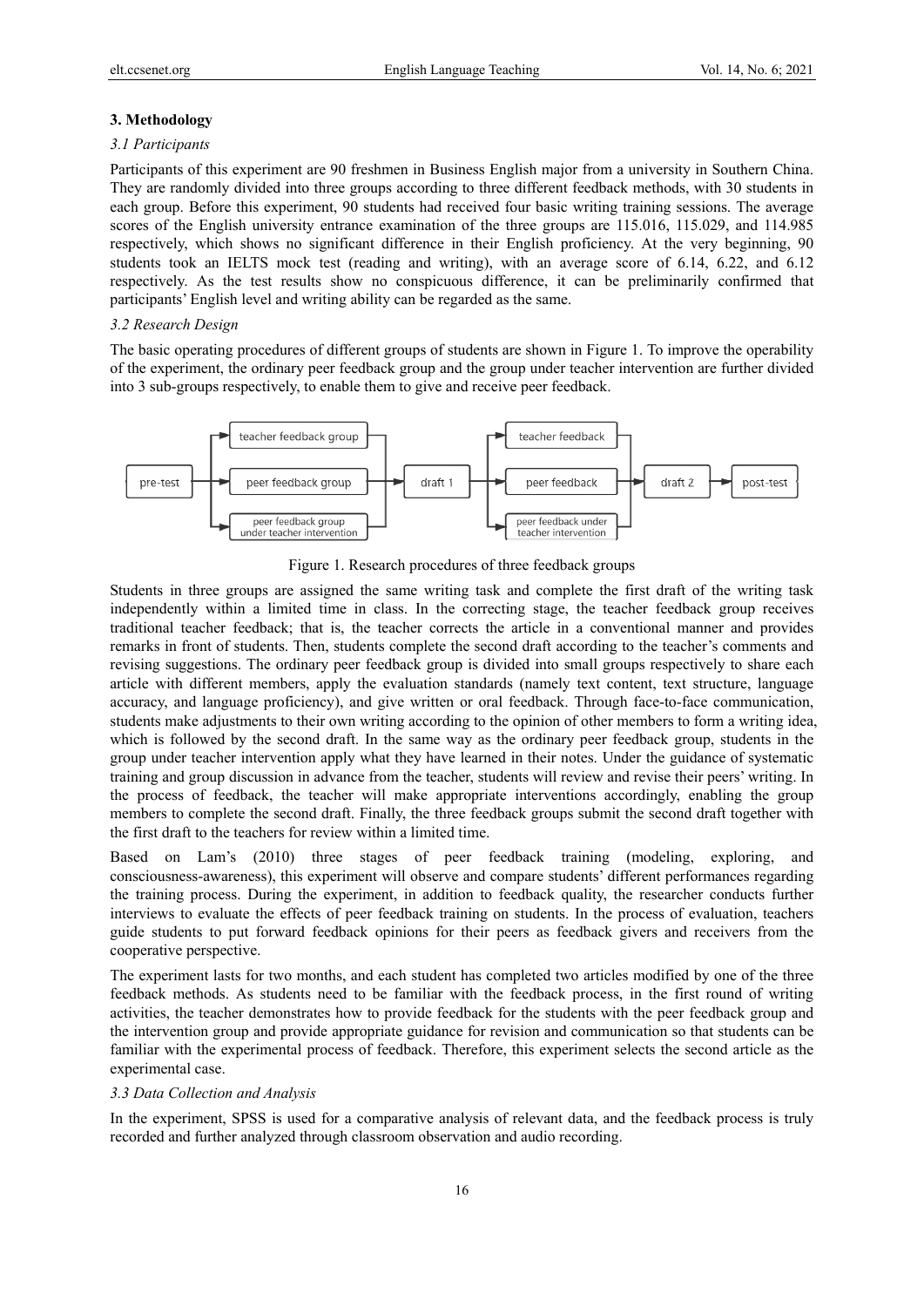## 3. Methodology

### 3.1 Participants

Participants of this experiment are 90 freshmen in Business English major from a university in Southern China. They are randomly divided into three groups according to three different feedback methods, with 30 students in each group. Before this experiment, 90 students had received four basic writing training sessions. The average scores of the English university entrance examination of the three groups are 115.016, 115.029, and 114.985 respectively, which shows no significant difference in their English proficiency. At the very beginning, 90 students took an IELTS mock test (reading and writing), with an average score of 6.14, 6.22, and 6.12 respectively. As the test results show no conspicuous difference, it can be preliminarily confirmed that participants' English level and writing ability can be regarded as the same.

### 3.2 Research Design

The basic operating procedures of different groups of students are shown in Figure 1. To improve the operability of the experiment, the ordinary peer feedback group and the group under teacher intervention are further divided into 3 sub-groups respectively, to enable them to give and receive peer feedback.

```
pre-test → [teacher feedback group | peer feedback group | peer feedback group under teacher intervention] → draft 1 → [teacher feedback | peer feedback | peer feedback under teacher intervention] → draft 2 → post-test
```

Figure 1. Research procedures of three feedback groups

Students in three groups are assigned the same writing task and complete the first draft of the writing task independently within a limited time in class. In the correcting stage, the teacher feedback group receives traditional teacher feedback; that is, the teacher corrects the article in a conventional manner and provides remarks in front of students. Then, students complete the second draft according to the teacher's comments and revising suggestions. The ordinary peer feedback group is divided into small groups respectively to share each article with different members, apply the evaluation standards (namely text content, text structure, language accuracy, and language proficiency), and give written or oral feedback. Through face-to-face communication, students make adjustments to their own writing according to the opinion of other members to form a writing idea, which is followed by the second draft. In the same way as the ordinary peer feedback group, students in the group under teacher intervention apply what they have learned in their notes. Under the guidance of systematic training and group discussion in advance from the teacher, students will review and revise their peers' writing. In the process of feedback, the teacher will make appropriate interventions accordingly, enabling the group members to complete the second draft. Finally, the three feedback groups submit the second draft together with the first draft to the teachers for review within a limited time.

Based on Lam's (2010) three stages of peer feedback training (modeling, exploring, and consciousness-awareness), this experiment will observe and compare students' different performances regarding the training process. During the experiment, in addition to feedback quality, the researcher conducts further interviews to evaluate the effects of peer feedback training on students. In the process of evaluation, teachers guide students to put forward feedback opinions for their peers as feedback givers and receivers from the cooperative perspective.

The experiment lasts for two months, and each student has completed two articles modified by one of the three feedback methods. As students need to be familiar with the feedback process, in the first round of writing activities, the teacher demonstrates how to provide feedback for the students with the peer feedback group and the intervention group and provide appropriate guidance for revision and communication so that students can be familiar with the experimental process of feedback. Therefore, this experiment selects the second article as the experimental case.

### 3.3 Data Collection and Analysis

In the experiment, SPSS is used for a comparative analysis of relevant data, and the feedback process is truly recorded and further analyzed through classroom observation and audio recording.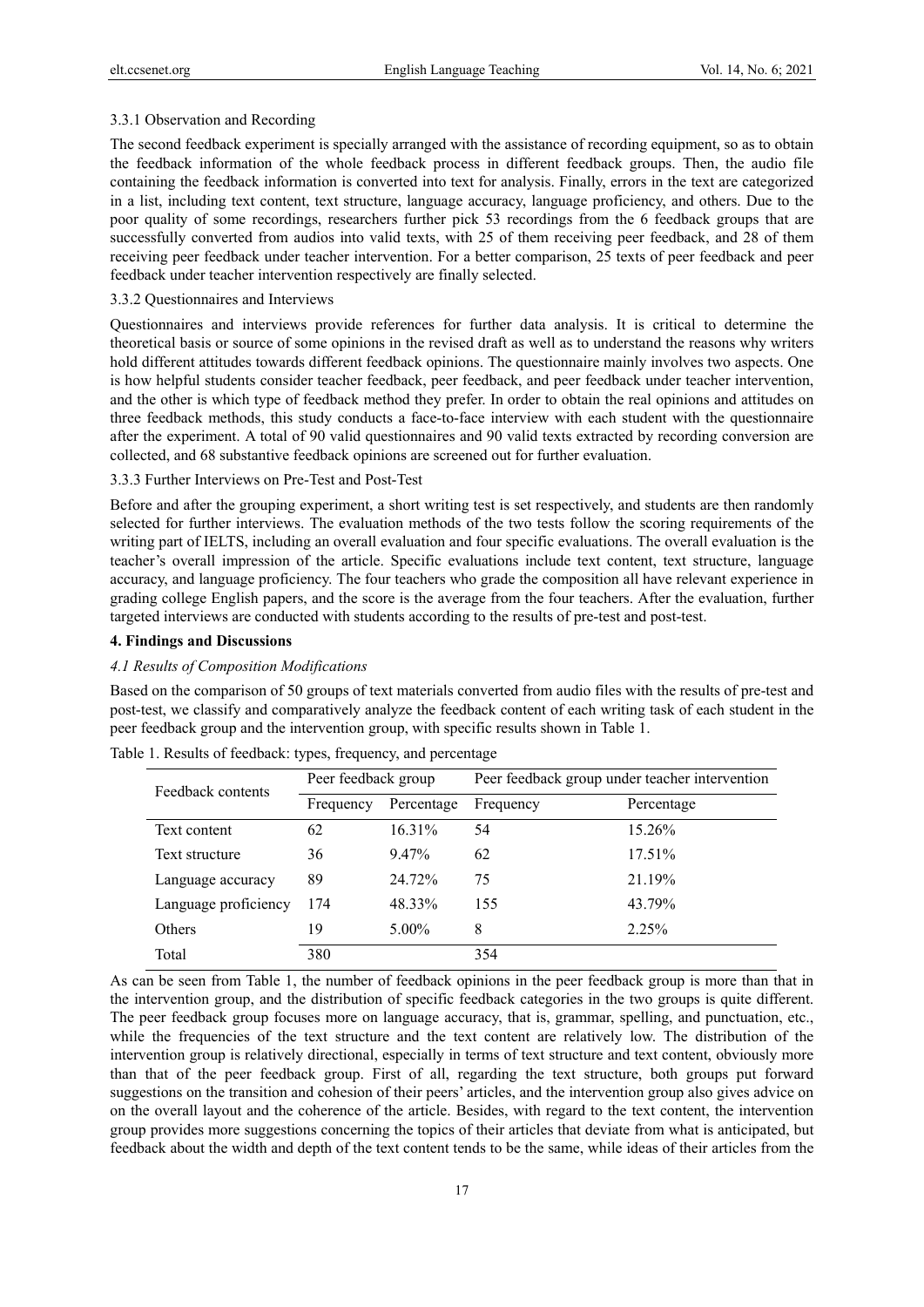3.3.1 Observation and Recording

The second feedback experiment is specially arranged with the assistance of recording equipment, so as to obtain the feedback information of the whole feedback process in different feedback groups. Then, the audio file containing the feedback information is converted into text for analysis. Finally, errors in the text are categorized in a list, including text content, text structure, language accuracy, language proficiency, and others. Due to the poor quality of some recordings, researchers further pick 53 recordings from the 6 feedback groups that are successfully converted from audios into valid texts, with 25 of them receiving peer feedback, and 28 of them receiving peer feedback under teacher intervention. For a better comparison, 25 texts of peer feedback and peer feedback under teacher intervention respectively are finally selected.

3.3.2 Questionnaires and Interviews

Questionnaires and interviews provide references for further data analysis. It is critical to determine the theoretical basis or source of some opinions in the revised draft as well as to understand the reasons why writers hold different attitudes towards different feedback opinions. The questionnaire mainly involves two aspects. One is how helpful students consider teacher feedback, peer feedback, and peer feedback under teacher intervention, and the other is which type of feedback method they prefer. In order to obtain the real opinions and attitudes on three feedback methods, this study conducts a face-to-face interview with each student with the questionnaire after the experiment. A total of 90 valid questionnaires and 90 valid texts extracted by recording conversion are collected, and 68 substantive feedback opinions are screened out for further evaluation.

3.3.3 Further Interviews on Pre-Test and Post-Test

Before and after the grouping experiment, a short writing test is set respectively, and students are then randomly selected for further interviews. The evaluation methods of the two tests follow the scoring requirements of the writing part of IELTS, including an overall evaluation and four specific evaluations. The overall evaluation is the teacher's overall impression of the article. Specific evaluations include text content, text structure, language accuracy, and language proficiency. The four teachers who grade the composition all have relevant experience in grading college English papers, and the score is the average from the four teachers. After the evaluation, further targeted interviews are conducted with students according to the results of pre-test and post-test.

## 4. Findings and Discussions

### *4.1 Results of Composition Modifications*

Based on the comparison of 50 groups of text materials converted from audio files with the results of pre-test and post-test, we classify and comparatively analyze the feedback content of each writing task of each student in the peer feedback group and the intervention group, with specific results shown in Table 1.

Table 1. Results of feedback: types, frequency, and percentage

| Feedback contents | Peer feedback group | | Peer feedback group under teacher intervention | |
|---|---|---|---|---|
| | Frequency | Percentage | Frequency | Percentage |
| Text content | 62 | 16.31% | 54 | 15.26% |
| Text structure | 36 | 9.47% | 62 | 17.51% |
| Language accuracy | 89 | 24.72% | 75 | 21.19% |
| Language proficiency | 174 | 48.33% | 155 | 43.79% |
| Others | 19 | 5.00% | 8 | 2.25% |
| Total | 380 | | 354 | |

As can be seen from Table 1, the number of feedback opinions in the peer feedback group is more than that in the intervention group, and the distribution of specific feedback categories in the two groups is quite different. The peer feedback group focuses more on language accuracy, that is, grammar, spelling, and punctuation, etc., while the frequencies of the text structure and the text content are relatively low. The distribution of the intervention group is relatively directional, especially in terms of text structure and text content, obviously more than that of the peer feedback group. First of all, regarding the text structure, both groups put forward suggestions on the transition and cohesion of their peers' articles, and the intervention group also gives advice on on the overall layout and the coherence of the article. Besides, with regard to the text content, the intervention group provides more suggestions concerning the topics of their articles that deviate from what is anticipated, but feedback about the width and depth of the text content tends to be the same, while ideas of their articles from the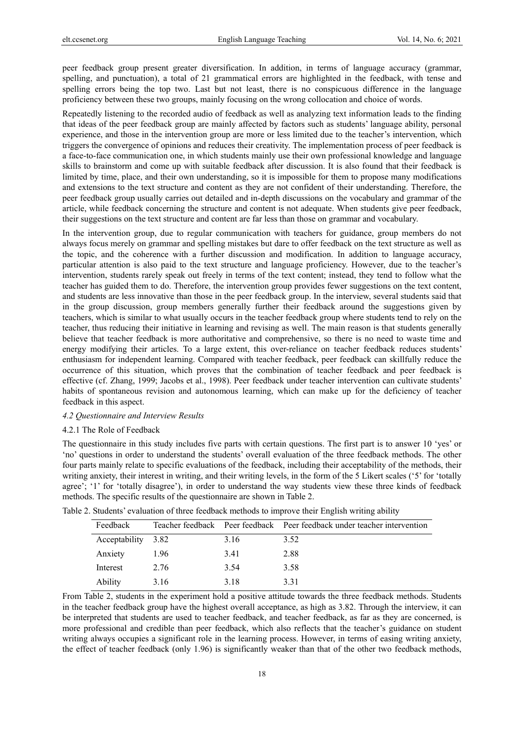peer feedback group present greater diversification. In addition, in terms of language accuracy (grammar, spelling, and punctuation), a total of 21 grammatical errors are highlighted in the feedback, with tense and spelling errors being the top two. Last but not least, there is no conspicuous difference in the language proficiency between these two groups, mainly focusing on the wrong collocation and choice of words.

Repeatedly listening to the recorded audio of feedback as well as analyzing text information leads to the finding that ideas of the peer feedback group are mainly affected by factors such as students' language ability, personal experience, and those in the intervention group are more or less limited due to the teacher's intervention, which triggers the convergence of opinions and reduces their creativity. The implementation process of peer feedback is a face-to-face communication one, in which students mainly use their own professional knowledge and language skills to brainstorm and come up with suitable feedback after discussion. It is also found that their feedback is limited by time, place, and their own understanding, so it is impossible for them to propose many modifications and extensions to the text structure and content as they are not confident of their understanding. Therefore, the peer feedback group usually carries out detailed and in-depth discussions on the vocabulary and grammar of the article, while feedback concerning the structure and content is not adequate. When students give peer feedback, their suggestions on the text structure and content are far less than those on grammar and vocabulary.

In the intervention group, due to regular communication with teachers for guidance, group members do not always focus merely on grammar and spelling mistakes but dare to offer feedback on the text structure as well as the topic, and the coherence with a further discussion and modification. In addition to language accuracy, particular attention is also paid to the text structure and language proficiency. However, due to the teacher's intervention, students rarely speak out freely in terms of the text content; instead, they tend to follow what the teacher has guided them to do. Therefore, the intervention group provides fewer suggestions on the text content, and students are less innovative than those in the peer feedback group. In the interview, several students said that in the group discussion, group members generally further their feedback around the suggestions given by teachers, which is similar to what usually occurs in the teacher feedback group where students tend to rely on the teacher, thus reducing their initiative in learning and revising as well. The main reason is that students generally believe that teacher feedback is more authoritative and comprehensive, so there is no need to waste time and energy modifying their articles. To a large extent, this over-reliance on teacher feedback reduces students' enthusiasm for independent learning. Compared with teacher feedback, peer feedback can skillfully reduce the occurrence of this situation, which proves that the combination of teacher feedback and peer feedback is effective (cf. Zhang, 1999; Jacobs et al., 1998). Peer feedback under teacher intervention can cultivate students' habits of spontaneous revision and autonomous learning, which can make up for the deficiency of teacher feedback in this aspect.

### *4.2 Questionnaire and Interview Results*

#### 4.2.1 The Role of Feedback

The questionnaire in this study includes five parts with certain questions. The first part is to answer 10 'yes' or 'no' questions in order to understand the students' overall evaluation of the three feedback methods. The other four parts mainly relate to specific evaluations of the feedback, including their acceptability of the methods, their writing anxiety, their interest in writing, and their writing levels, in the form of the 5 Likert scales ('5' for 'totally agree'; '1' for 'totally disagree'), in order to understand the way students view these three kinds of feedback methods. The specific results of the questionnaire are shown in Table 2.

Table 2. Students' evaluation of three feedback methods to improve their English writing ability

| Feedback | Teacher feedback | Peer feedback | Peer feedback under teacher intervention |
|---|---|---|---|
| Acceptability | 3.82 | 3.16 | 3.52 |
| Anxiety | 1.96 | 3.41 | 2.88 |
| Interest | 2.76 | 3.54 | 3.58 |
| Ability | 3.16 | 3.18 | 3.31 |

From Table 2, students in the experiment hold a positive attitude towards the three feedback methods. Students in the teacher feedback group have the highest overall acceptance, as high as 3.82. Through the interview, it can be interpreted that students are used to teacher feedback, and teacher feedback, as far as they are concerned, is more professional and credible than peer feedback, which also reflects that the teacher's guidance on student writing always occupies a significant role in the learning process. However, in terms of easing writing anxiety, the effect of teacher feedback (only 1.96) is significantly weaker than that of the other two feedback methods,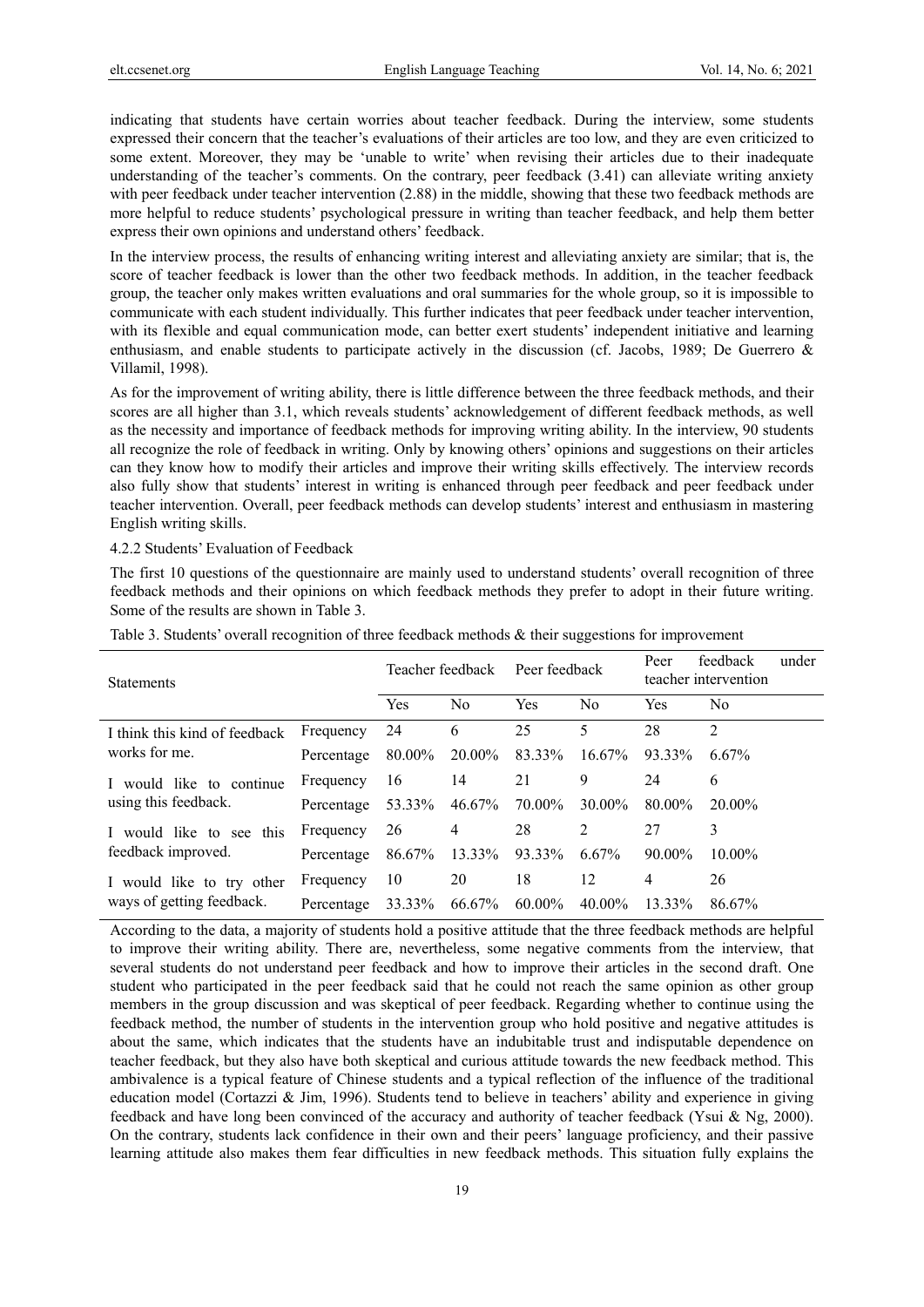indicating that students have certain worries about teacher feedback. During the interview, some students expressed their concern that the teacher's evaluations of their articles are too low, and they are even criticized to some extent. Moreover, they may be 'unable to write' when revising their articles due to their inadequate understanding of the teacher's comments. On the contrary, peer feedback (3.41) can alleviate writing anxiety with peer feedback under teacher intervention (2.88) in the middle, showing that these two feedback methods are more helpful to reduce students' psychological pressure in writing than teacher feedback, and help them better express their own opinions and understand others' feedback.

In the interview process, the results of enhancing writing interest and alleviating anxiety are similar; that is, the score of teacher feedback is lower than the other two feedback methods. In addition, in the teacher feedback group, the teacher only makes written evaluations and oral summaries for the whole group, so it is impossible to communicate with each student individually. This further indicates that peer feedback under teacher intervention, with its flexible and equal communication mode, can better exert students' independent initiative and learning enthusiasm, and enable students to participate actively in the discussion (cf. Jacobs, 1989; De Guerrero & Villamil, 1998).

As for the improvement of writing ability, there is little difference between the three feedback methods, and their scores are all higher than 3.1, which reveals students' acknowledgement of different feedback methods, as well as the necessity and importance of feedback methods for improving writing ability. In the interview, 90 students all recognize the role of feedback in writing. Only by knowing others' opinions and suggestions on their articles can they know how to modify their articles and improve their writing skills effectively. The interview records also fully show that students' interest in writing is enhanced through peer feedback and peer feedback under teacher intervention. Overall, peer feedback methods can develop students' interest and enthusiasm in mastering English writing skills.

#### 4.2.2 Students' Evaluation of Feedback

The first 10 questions of the questionnaire are mainly used to understand students' overall recognition of three feedback methods and their opinions on which feedback methods they prefer to adopt in their future writing. Some of the results are shown in Table 3.

Table 3. Students' overall recognition of three feedback methods & their suggestions for improvement

| Statements | | Teacher feedback | | Peer feedback | | Peer feedback under teacher intervention | |
|---|---|---|---|---|---|---|---|
| | | Yes | No | Yes | No | Yes | No |
| I think this kind of feedback works for me. | Frequency | 24 | 6 | 25 | 5 | 28 | 2 |
| | Percentage | 80.00% | 20.00% | 83.33% | 16.67% | 93.33% | 6.67% |
| I would like to continue using this feedback. | Frequency | 16 | 14 | 21 | 9 | 24 | 6 |
| | Percentage | 53.33% | 46.67% | 70.00% | 30.00% | 80.00% | 20.00% |
| I would like to see this feedback improved. | Frequency | 26 | 4 | 28 | 2 | 27 | 3 |
| | Percentage | 86.67% | 13.33% | 93.33% | 6.67% | 90.00% | 10.00% |
| I would like to try other ways of getting feedback. | Frequency | 10 | 20 | 18 | 12 | 4 | 26 |
| | Percentage | 33.33% | 66.67% | 60.00% | 40.00% | 13.33% | 86.67% |

According to the data, a majority of students hold a positive attitude that the three feedback methods are helpful to improve their writing ability. There are, nevertheless, some negative comments from the interview, that several students do not understand peer feedback and how to improve their articles in the second draft. One student who participated in the peer feedback said that he could not reach the same opinion as other group members in the group discussion and was skeptical of peer feedback. Regarding whether to continue using the feedback method, the number of students in the intervention group who hold positive and negative attitudes is about the same, which indicates that the students have an indubitable trust and indisputable dependence on teacher feedback, but they also have both skeptical and curious attitude towards the new feedback method. This ambivalence is a typical feature of Chinese students and a typical reflection of the influence of the traditional education model (Cortazzi & Jim, 1996). Students tend to believe in teachers' ability and experience in giving feedback and have long been convinced of the accuracy and authority of teacher feedback (Ysui & Ng, 2000). On the contrary, students lack confidence in their own and their peers' language proficiency, and their passive learning attitude also makes them fear difficulties in new feedback methods. This situation fully explains the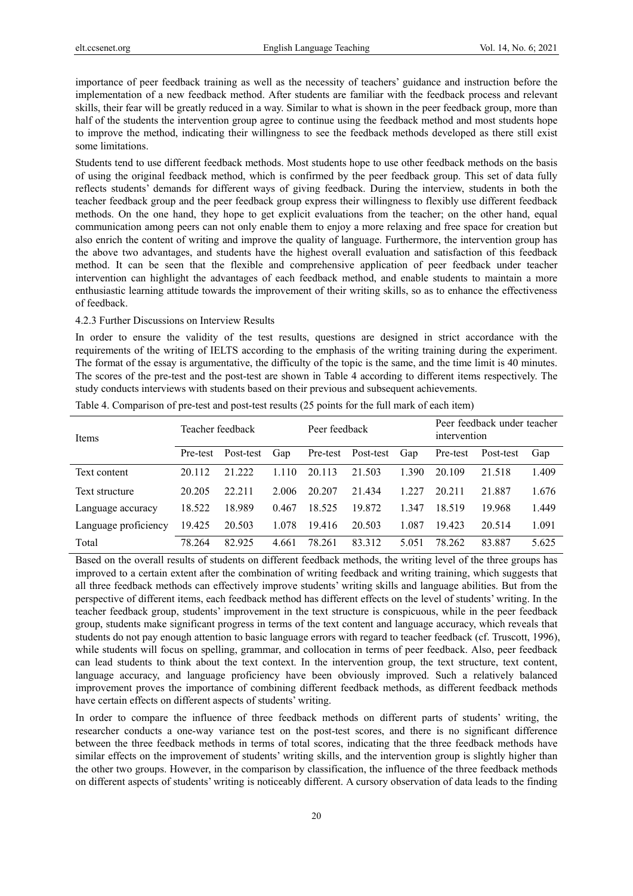importance of peer feedback training as well as the necessity of teachers' guidance and instruction before the implementation of a new feedback method. After students are familiar with the feedback process and relevant skills, their fear will be greatly reduced in a way. Similar to what is shown in the peer feedback group, more than half of the students the intervention group agree to continue using the feedback method and most students hope to improve the method, indicating their willingness to see the feedback methods developed as there still exist some limitations.

Students tend to use different feedback methods. Most students hope to use other feedback methods on the basis of using the original feedback method, which is confirmed by the peer feedback group. This set of data fully reflects students' demands for different ways of giving feedback. During the interview, students in both the teacher feedback group and the peer feedback group express their willingness to flexibly use different feedback methods. On the one hand, they hope to get explicit evaluations from the teacher; on the other hand, equal communication among peers can not only enable them to enjoy a more relaxing and free space for creation but also enrich the content of writing and improve the quality of language. Furthermore, the intervention group has the above two advantages, and students have the highest overall evaluation and satisfaction of this feedback method. It can be seen that the flexible and comprehensive application of peer feedback under teacher intervention can highlight the advantages of each feedback method, and enable students to maintain a more enthusiastic learning attitude towards the improvement of their writing skills, so as to enhance the effectiveness of feedback.

#### 4.2.3 Further Discussions on Interview Results

In order to ensure the validity of the test results, questions are designed in strict accordance with the requirements of the writing of IELTS according to the emphasis of the writing training during the experiment. The format of the essay is argumentative, the difficulty of the topic is the same, and the time limit is 40 minutes. The scores of the pre-test and the post-test are shown in Table 4 according to different items respectively. The study conducts interviews with students based on their previous and subsequent achievements.

Table 4. Comparison of pre-test and post-test results (25 points for the full mark of each item)

| Items | Teacher feedback | | | Peer feedback | | | Peer feedback under teacher intervention | | |
|---|---|---|---|---|---|---|---|---|---|
| | Pre-test | Post-test | Gap | Pre-test | Post-test | Gap | Pre-test | Post-test | Gap |
| Text content | 20.112 | 21.222 | 1.110 | 20.113 | 21.503 | 1.390 | 20.109 | 21.518 | 1.409 |
| Text structure | 20.205 | 22.211 | 2.006 | 20.207 | 21.434 | 1.227 | 20.211 | 21.887 | 1.676 |
| Language accuracy | 18.522 | 18.989 | 0.467 | 18.525 | 19.872 | 1.347 | 18.519 | 19.968 | 1.449 |
| Language proficiency | 19.425 | 20.503 | 1.078 | 19.416 | 20.503 | 1.087 | 19.423 | 20.514 | 1.091 |
| Total | 78.264 | 82.925 | 4.661 | 78.261 | 83.312 | 5.051 | 78.262 | 83.887 | 5.625 |

Based on the overall results of students on different feedback methods, the writing level of the three groups has improved to a certain extent after the combination of writing feedback and writing training, which suggests that all three feedback methods can effectively improve students' writing skills and language abilities. But from the perspective of different items, each feedback method has different effects on the level of students' writing. In the teacher feedback group, students' improvement in the text structure is conspicuous, while in the peer feedback group, students make significant progress in terms of the text content and language accuracy, which reveals that students do not pay enough attention to basic language errors with regard to teacher feedback (cf. Truscott, 1996), while students will focus on spelling, grammar, and collocation in terms of peer feedback. Also, peer feedback can lead students to think about the text context. In the intervention group, the text structure, text content, language accuracy, and language proficiency have been obviously improved. Such a relatively balanced improvement proves the importance of combining different feedback methods, as different feedback methods have certain effects on different aspects of students' writing.

In order to compare the influence of three feedback methods on different parts of students' writing, the researcher conducts a one-way variance test on the post-test scores, and there is no significant difference between the three feedback methods in terms of total scores, indicating that the three feedback methods have similar effects on the improvement of students' writing skills, and the intervention group is slightly higher than the other two groups. However, in the comparison by classification, the influence of the three feedback methods on different aspects of students' writing is noticeably different. A cursory observation of data leads to the finding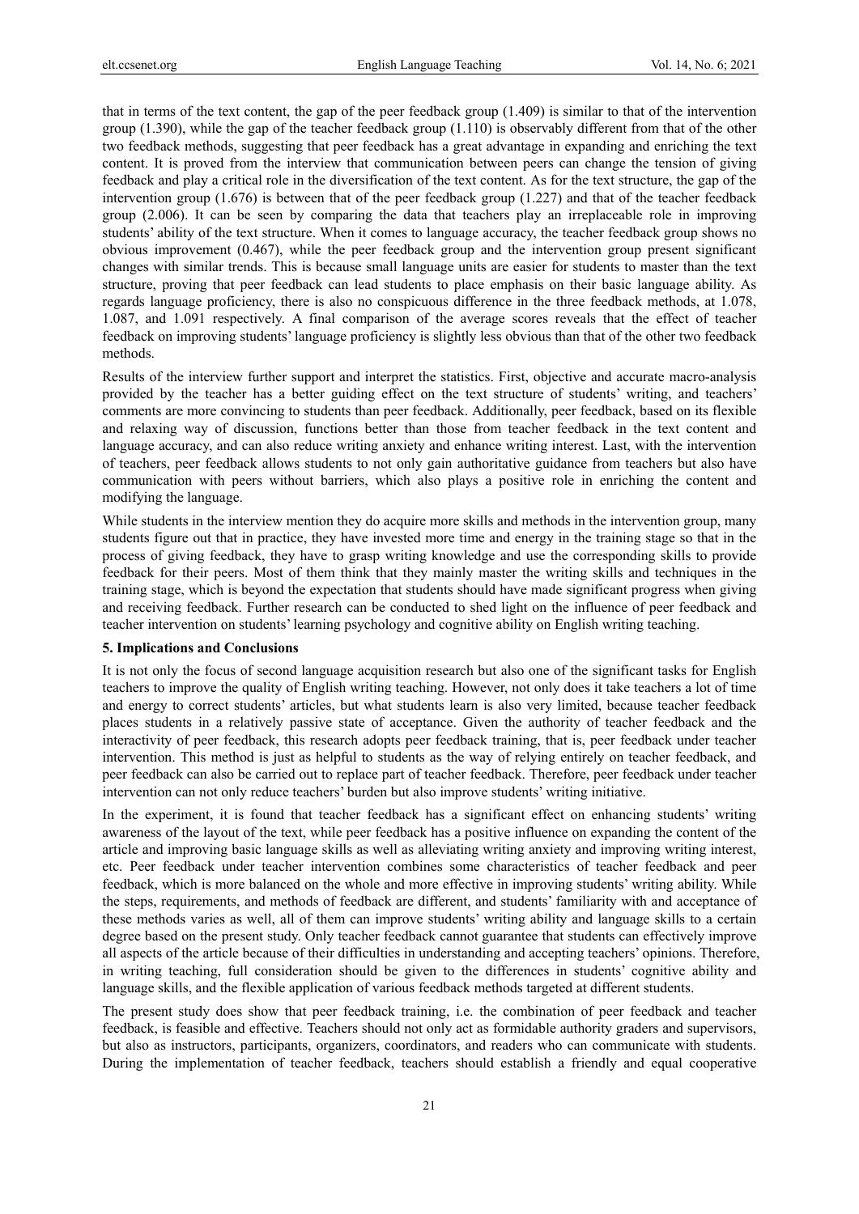that in terms of the text content, the gap of the peer feedback group (1.409) is similar to that of the intervention group (1.390), while the gap of the teacher feedback group (1.110) is observably different from that of the other two feedback methods, suggesting that peer feedback has a great advantage in expanding and enriching the text content. It is proved from the interview that communication between peers can change the tension of giving feedback and play a critical role in the diversification of the text content. As for the text structure, the gap of the intervention group (1.676) is between that of the peer feedback group (1.227) and that of the teacher feedback group (2.006). It can be seen by comparing the data that teachers play an irreplaceable role in improving students' ability of the text structure. When it comes to language accuracy, the teacher feedback group shows no obvious improvement (0.467), while the peer feedback group and the intervention group present significant changes with similar trends. This is because small language units are easier for students to master than the text structure, proving that peer feedback can lead students to place emphasis on their basic language ability. As regards language proficiency, there is also no conspicuous difference in the three feedback methods, at 1.078, 1.087, and 1.091 respectively. A final comparison of the average scores reveals that the effect of teacher feedback on improving students' language proficiency is slightly less obvious than that of the other two feedback methods.

Results of the interview further support and interpret the statistics. First, objective and accurate macro-analysis provided by the teacher has a better guiding effect on the text structure of students' writing, and teachers' comments are more convincing to students than peer feedback. Additionally, peer feedback, based on its flexible and relaxing way of discussion, functions better than those from teacher feedback in the text content and language accuracy, and can also reduce writing anxiety and enhance writing interest. Last, with the intervention of teachers, peer feedback allows students to not only gain authoritative guidance from teachers but also have communication with peers without barriers, which also plays a positive role in enriching the content and modifying the language.

While students in the interview mention they do acquire more skills and methods in the intervention group, many students figure out that in practice, they have invested more time and energy in the training stage so that in the process of giving feedback, they have to grasp writing knowledge and use the corresponding skills to provide feedback for their peers. Most of them think that they mainly master the writing skills and techniques in the training stage, which is beyond the expectation that students should have made significant progress when giving and receiving feedback. Further research can be conducted to shed light on the influence of peer feedback and teacher intervention on students' learning psychology and cognitive ability on English writing teaching.

## 5. Implications and Conclusions

It is not only the focus of second language acquisition research but also one of the significant tasks for English teachers to improve the quality of English writing teaching. However, not only does it take teachers a lot of time and energy to correct students' articles, but what students learn is also very limited, because teacher feedback places students in a relatively passive state of acceptance. Given the authority of teacher feedback and the interactivity of peer feedback, this research adopts peer feedback training, that is, peer feedback under teacher intervention. This method is just as helpful to students as the way of relying entirely on teacher feedback, and peer feedback can also be carried out to replace part of teacher feedback. Therefore, peer feedback under teacher intervention can not only reduce teachers' burden but also improve students' writing initiative.

In the experiment, it is found that teacher feedback has a significant effect on enhancing students' writing awareness of the layout of the text, while peer feedback has a positive influence on expanding the content of the article and improving basic language skills as well as alleviating writing anxiety and improving writing interest, etc. Peer feedback under teacher intervention combines some characteristics of teacher feedback and peer feedback, which is more balanced on the whole and more effective in improving students' writing ability. While the steps, requirements, and methods of feedback are different, and students' familiarity with and acceptance of these methods varies as well, all of them can improve students' writing ability and language skills to a certain degree based on the present study. Only teacher feedback cannot guarantee that students can effectively improve all aspects of the article because of their difficulties in understanding and accepting teachers' opinions. Therefore, in writing teaching, full consideration should be given to the differences in students' cognitive ability and language skills, and the flexible application of various feedback methods targeted at different students.

The present study does show that peer feedback training, i.e. the combination of peer feedback and teacher feedback, is feasible and effective. Teachers should not only act as formidable authority graders and supervisors, but also as instructors, participants, organizers, coordinators, and readers who can communicate with students. During the implementation of teacher feedback, teachers should establish a friendly and equal cooperative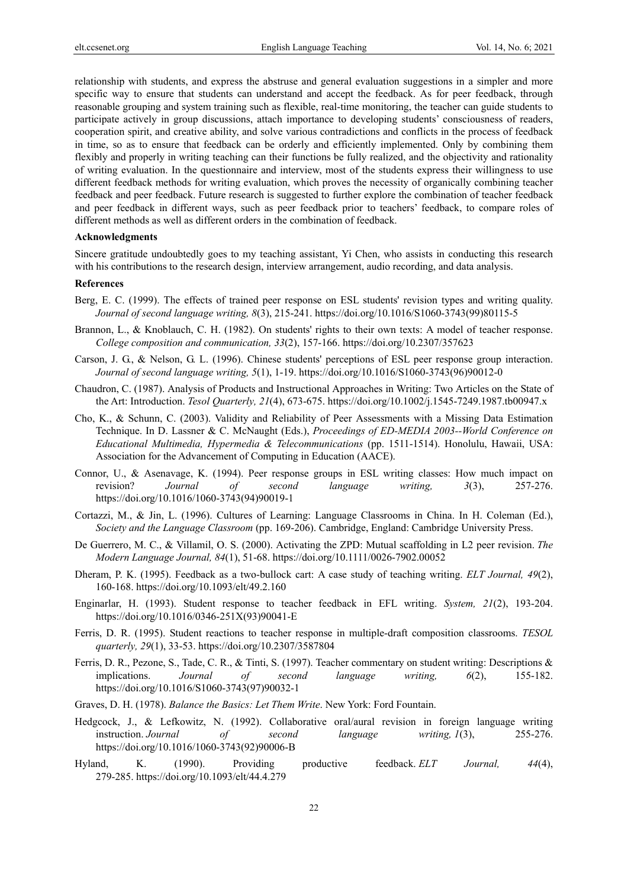relationship with students, and express the abstruse and general evaluation suggestions in a simpler and more specific way to ensure that students can understand and accept the feedback. As for peer feedback, through reasonable grouping and system training such as flexible, real-time monitoring, the teacher can guide students to participate actively in group discussions, attach importance to developing students' consciousness of readers, cooperation spirit, and creative ability, and solve various contradictions and conflicts in the process of feedback in time, so as to ensure that feedback can be orderly and efficiently implemented. Only by combining them flexibly and properly in writing teaching can their functions be fully realized, and the objectivity and rationality of writing evaluation. In the questionnaire and interview, most of the students express their willingness to use different feedback methods for writing evaluation, which proves the necessity of organically combining teacher feedback and peer feedback. Future research is suggested to further explore the combination of teacher feedback and peer feedback in different ways, such as peer feedback prior to teachers' feedback, to compare roles of different methods as well as different orders in the combination of feedback.

**Acknowledgments**

Sincere gratitude undoubtedly goes to my teaching assistant, Yi Chen, who assists in conducting this research with his contributions to the research design, interview arrangement, audio recording, and data analysis.

**References**

Berg, E. C. (1999). The effects of trained peer response on ESL students' revision types and writing quality. *Journal of second language writing, 8*(3), 215-241. https://doi.org/10.1016/S1060-3743(99)80115-5

Brannon, L., & Knoblauch, C. H. (1982). On students' rights to their own texts: A model of teacher response. *College composition and communication, 33*(2), 157-166. https://doi.org/10.2307/357623

Carson, J. G., & Nelson, G. L. (1996). Chinese students' perceptions of ESL peer response group interaction. *Journal of second language writing, 5*(1), 1-19. https://doi.org/10.1016/S1060-3743(96)90012-0

Chaudron, C. (1987). Analysis of Products and Instructional Approaches in Writing: Two Articles on the State of the Art: Introduction. *Tesol Quarterly, 21*(4), 673-675. https://doi.org/10.1002/j.1545-7249.1987.tb00947.x

Cho, K., & Schunn, C. (2003). Validity and Reliability of Peer Assessments with a Missing Data Estimation Technique. In D. Lassner & C. McNaught (Eds.), *Proceedings of ED-MEDIA 2003--World Conference on Educational Multimedia, Hypermedia & Telecommunications* (pp. 1511-1514). Honolulu, Hawaii, USA: Association for the Advancement of Computing in Education (AACE).

Connor, U., & Asenavage, K. (1994). Peer response groups in ESL writing classes: How much impact on revision? *Journal of second language writing, 3*(3), 257-276. https://doi.org/10.1016/1060-3743(94)90019-1

Cortazzi, M., & Jin, L. (1996). Cultures of Learning: Language Classrooms in China. In H. Coleman (Ed.), *Society and the Language Classroom* (pp. 169-206). Cambridge, England: Cambridge University Press.

De Guerrero, M. C., & Villamil, O. S. (2000). Activating the ZPD: Mutual scaffolding in L2 peer revision. *The Modern Language Journal, 84*(1), 51-68. https://doi.org/10.1111/0026-7902.00052

Dheram, P. K. (1995). Feedback as a two-bullock cart: A case study of teaching writing. *ELT Journal, 49*(2), 160-168. https://doi.org/10.1093/elt/49.2.160

Enginarlar, H. (1993). Student response to teacher feedback in EFL writing. *System, 21*(2), 193-204. https://doi.org/10.1016/0346-251X(93)90041-E

Ferris, D. R. (1995). Student reactions to teacher response in multiple-draft composition classrooms. *TESOL quarterly, 29*(1), 33-53. https://doi.org/10.2307/3587804

Ferris, D. R., Pezone, S., Tade, C. R., & Tinti, S. (1997). Teacher commentary on student writing: Descriptions & implications. *Journal of second language writing, 6*(2), 155-182. https://doi.org/10.1016/S1060-3743(97)90032-1

Graves, D. H. (1978). *Balance the Basics: Let Them Write*. New York: Ford Fountain.

Hedgcock, J., & Lefkowitz, N. (1992). Collaborative oral/aural revision in foreign language writing instruction. *Journal of second language writing, 1*(3), 255-276. https://doi.org/10.1016/1060-3743(92)90006-B

Hyland, K. (1990). Providing productive feedback. *ELT Journal, 44*(4), 279-285. https://doi.org/10.1093/elt/44.4.279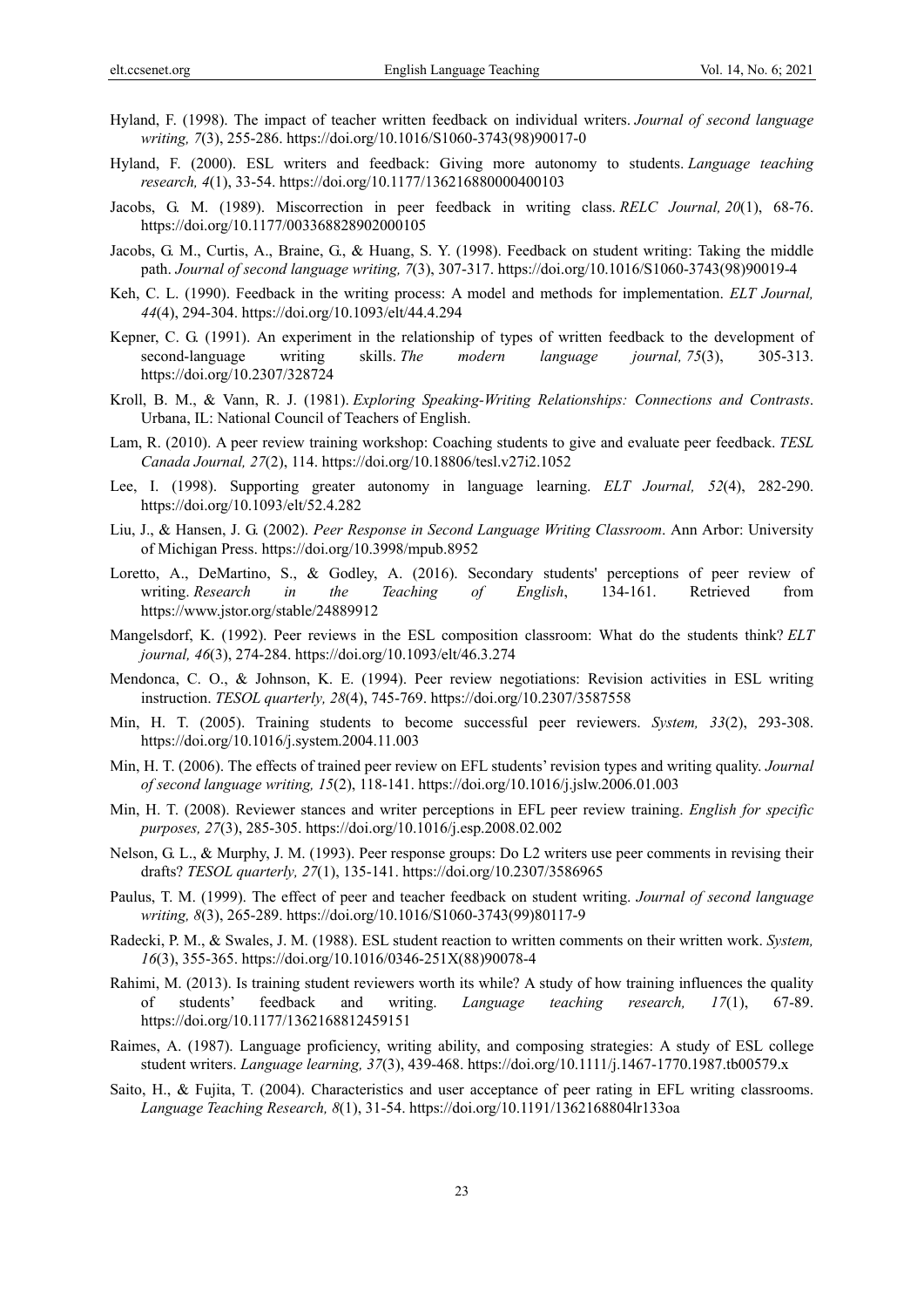Hyland, F. (1998). The impact of teacher written feedback on individual writers. *Journal of second language writing, 7*(3), 255-286. https://doi.org/10.1016/S1060-3743(98)90017-0

Hyland, F. (2000). ESL writers and feedback: Giving more autonomy to students. *Language teaching research, 4*(1), 33-54. https://doi.org/10.1177/136216880000400103

Jacobs, G. M. (1989). Miscorrection in peer feedback in writing class. *RELC Journal, 20*(1), 68-76. https://doi.org/10.1177/003368828902000105

Jacobs, G. M., Curtis, A., Braine, G., & Huang, S. Y. (1998). Feedback on student writing: Taking the middle path. *Journal of second language writing, 7*(3), 307-317. https://doi.org/10.1016/S1060-3743(98)90019-4

Keh, C. L. (1990). Feedback in the writing process: A model and methods for implementation. *ELT Journal, 44*(4), 294-304. https://doi.org/10.1093/elt/44.4.294

Kepner, C. G. (1991). An experiment in the relationship of types of written feedback to the development of second-language writing skills. *The modern language journal, 75*(3), 305-313. https://doi.org/10.2307/328724

Kroll, B. M., & Vann, R. J. (1981). *Exploring Speaking-Writing Relationships: Connections and Contrasts*. Urbana, IL: National Council of Teachers of English.

Lam, R. (2010). A peer review training workshop: Coaching students to give and evaluate peer feedback. *TESL Canada Journal, 27*(2), 114. https://doi.org/10.18806/tesl.v27i2.1052

Lee, I. (1998). Supporting greater autonomy in language learning. *ELT Journal, 52*(4), 282-290. https://doi.org/10.1093/elt/52.4.282

Liu, J., & Hansen, J. G. (2002). *Peer Response in Second Language Writing Classroom*. Ann Arbor: University of Michigan Press. https://doi.org/10.3998/mpub.8952

Loretto, A., DeMartino, S., & Godley, A. (2016). Secondary students' perceptions of peer review of writing. *Research in the Teaching of English*, 134-161. Retrieved from https://www.jstor.org/stable/24889912

Mangelsdorf, K. (1992). Peer reviews in the ESL composition classroom: What do the students think? *ELT journal, 46*(3), 274-284. https://doi.org/10.1093/elt/46.3.274

Mendonca, C. O., & Johnson, K. E. (1994). Peer review negotiations: Revision activities in ESL writing instruction. *TESOL quarterly, 28*(4), 745-769. https://doi.org/10.2307/3587558

Min, H. T. (2005). Training students to become successful peer reviewers. *System, 33*(2), 293-308. https://doi.org/10.1016/j.system.2004.11.003

Min, H. T. (2006). The effects of trained peer review on EFL students' revision types and writing quality. *Journal of second language writing, 15*(2), 118-141. https://doi.org/10.1016/j.jslw.2006.01.003

Min, H. T. (2008). Reviewer stances and writer perceptions in EFL peer review training. *English for specific purposes, 27*(3), 285-305. https://doi.org/10.1016/j.esp.2008.02.002

Nelson, G. L., & Murphy, J. M. (1993). Peer response groups: Do L2 writers use peer comments in revising their drafts? *TESOL quarterly, 27*(1), 135-141. https://doi.org/10.2307/3586965

Paulus, T. M. (1999). The effect of peer and teacher feedback on student writing. *Journal of second language writing, 8*(3), 265-289. https://doi.org/10.1016/S1060-3743(99)80117-9

Radecki, P. M., & Swales, J. M. (1988). ESL student reaction to written comments on their written work. *System, 16*(3), 355-365. https://doi.org/10.1016/0346-251X(88)90078-4

Rahimi, M. (2013). Is training student reviewers worth its while? A study of how training influences the quality of students' feedback and writing. *Language teaching research, 17*(1), 67-89. https://doi.org/10.1177/1362168812459151

Raimes, A. (1987). Language proficiency, writing ability, and composing strategies: A study of ESL college student writers. *Language learning, 37*(3), 439-468. https://doi.org/10.1111/j.1467-1770.1987.tb00579.x

Saito, H., & Fujita, T. (2004). Characteristics and user acceptance of peer rating in EFL writing classrooms. *Language Teaching Research, 8*(1), 31-54. https://doi.org/10.1191/1362168804lr133oa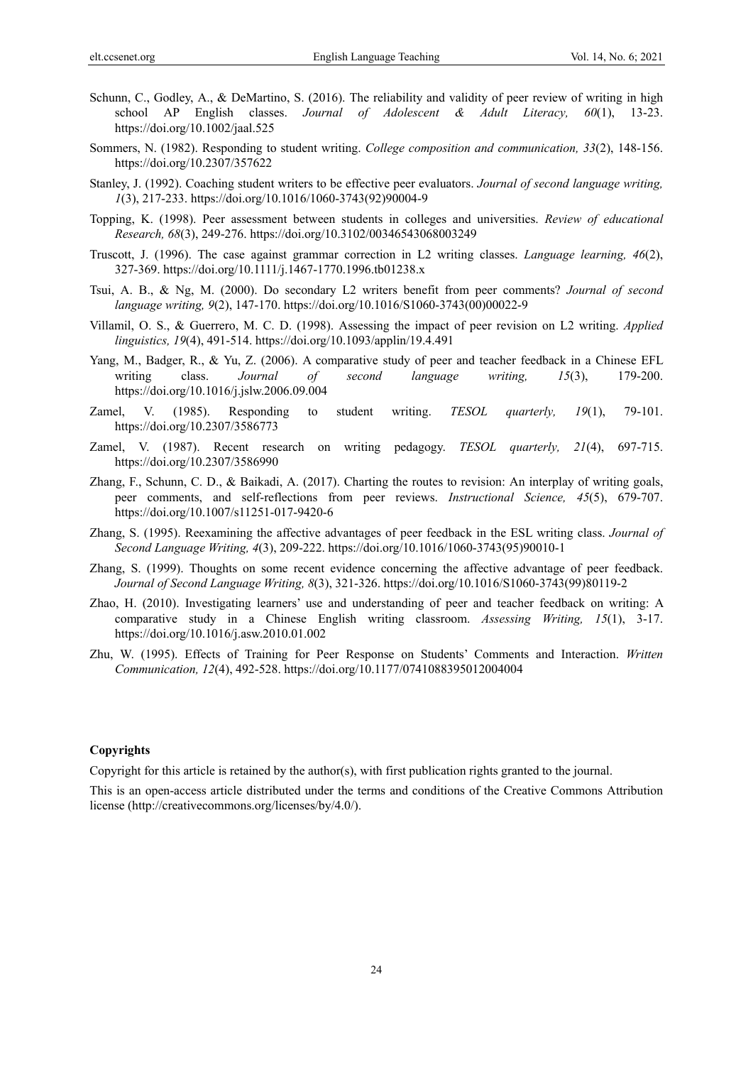Schunn, C., Godley, A., & DeMartino, S. (2016). The reliability and validity of peer review of writing in high school AP English classes. *Journal of Adolescent & Adult Literacy, 60*(1), 13-23. https://doi.org/10.1002/jaal.525

Sommers, N. (1982). Responding to student writing. *College composition and communication, 33*(2), 148-156. https://doi.org/10.2307/357622

Stanley, J. (1992). Coaching student writers to be effective peer evaluators. *Journal of second language writing, 1*(3), 217-233. https://doi.org/10.1016/1060-3743(92)90004-9

Topping, K. (1998). Peer assessment between students in colleges and universities. *Review of educational Research, 68*(3), 249-276. https://doi.org/10.3102/00346543068003249

Truscott, J. (1996). The case against grammar correction in L2 writing classes. *Language learning, 46*(2), 327-369. https://doi.org/10.1111/j.1467-1770.1996.tb01238.x

Tsui, A. B., & Ng, M. (2000). Do secondary L2 writers benefit from peer comments? *Journal of second language writing, 9*(2), 147-170. https://doi.org/10.1016/S1060-3743(00)00022-9

Villamil, O. S., & Guerrero, M. C. D. (1998). Assessing the impact of peer revision on L2 writing. *Applied linguistics, 19*(4), 491-514. https://doi.org/10.1093/applin/19.4.491

Yang, M., Badger, R., & Yu, Z. (2006). A comparative study of peer and teacher feedback in a Chinese EFL writing class. *Journal of second language writing, 15*(3), 179-200. https://doi.org/10.1016/j.jslw.2006.09.004

Zamel, V. (1985). Responding to student writing. *TESOL quarterly, 19*(1), 79-101. https://doi.org/10.2307/3586773

Zamel, V. (1987). Recent research on writing pedagogy. *TESOL quarterly, 21*(4), 697-715. https://doi.org/10.2307/3586990

Zhang, F., Schunn, C. D., & Baikadi, A. (2017). Charting the routes to revision: An interplay of writing goals, peer comments, and self-reflections from peer reviews. *Instructional Science, 45*(5), 679-707. https://doi.org/10.1007/s11251-017-9420-6

Zhang, S. (1995). Reexamining the affective advantages of peer feedback in the ESL writing class. *Journal of Second Language Writing, 4*(3), 209-222. https://doi.org/10.1016/1060-3743(95)90010-1

Zhang, S. (1999). Thoughts on some recent evidence concerning the affective advantage of peer feedback. *Journal of Second Language Writing, 8*(3), 321-326. https://doi.org/10.1016/S1060-3743(99)80119-2

Zhao, H. (2010). Investigating learners' use and understanding of peer and teacher feedback on writing: A comparative study in a Chinese English writing classroom. *Assessing Writing, 15*(1), 3-17. https://doi.org/10.1016/j.asw.2010.01.002

Zhu, W. (1995). Effects of Training for Peer Response on Students' Comments and Interaction. *Written Communication, 12*(4), 492-528. https://doi.org/10.1177/0741088395012004004

## Copyrights

Copyright for this article is retained by the author(s), with first publication rights granted to the journal.

This is an open-access article distributed under the terms and conditions of the Creative Commons Attribution license (http://creativecommons.org/licenses/by/4.0/).